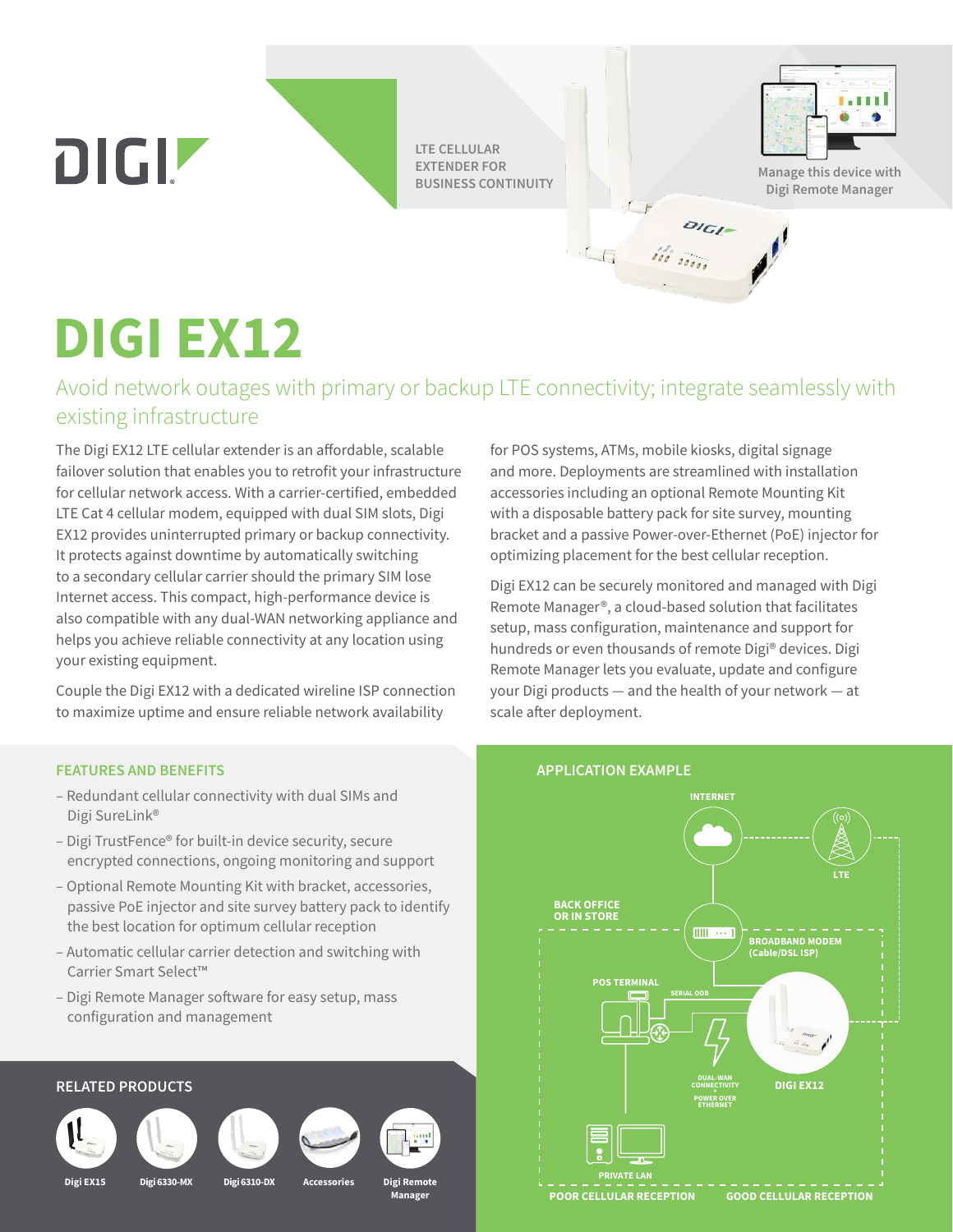DIGI

LTE CELLULAR EXTENDER FOR BUSINESS CONTINUITY

Manage this device with Digi Remote Manager

# DIGI EX12

## Avoid network outages with primary or backup LTE connectivity; integrate seamlessly with existing infrastructure

The Digi EX12 LTE cellular extender is an affordable, scalable failover solution that enables you to retrofit your infrastructure for cellular network access. With a carrier-certified, embedded LTE Cat 4 cellular modem, equipped with dual SIM slots, Digi EX12 provides uninterrupted primary or backup connectivity. It protects against downtime by automatically switching to a secondary cellular carrier should the primary SIM lose Internet access. This compact, high-performance device is also compatible with any dual-WAN networking appliance and helps you achieve reliable connectivity at any location using your existing equipment.

Couple the Digi EX12 with a dedicated wireline ISP connection to maximize uptime and ensure reliable network availability for POS systems, ATMs, mobile kiosks, digital signage and more. Deployments are streamlined with installation accessories including an optional Remote Mounting Kit with a disposable battery pack for site survey, mounting bracket and a passive Power-over-Ethernet (PoE) injector for optimizing placement for the best cellular reception.

Digi EX12 can be securely monitored and managed with Digi Remote Manager®, a cloud-based solution that facilitates setup, mass configuration, maintenance and support for hundreds or even thousands of remote Digi® devices. Digi Remote Manager lets you evaluate, update and configure your Digi products — and the health of your network — at scale after deployment.

### FEATURES AND BENEFITS

- Redundant cellular connectivity with dual SIMs and Digi SureLink®
- Digi TrustFence® for built-in device security, secure encrypted connections, ongoing monitoring and support
- Optional Remote Mounting Kit with bracket, accessories, passive PoE injector and site survey battery pack to identify the best location for optimum cellular reception
- Automatic cellular carrier detection and switching with Carrier Smart Select™
- Digi Remote Manager software for easy setup, mass configuration and management

### RELATED PRODUCTS

Digi EX15

Digi 6330-MX

Digi 6310-DX

Accessories

Digi Remote Manager

### APPLICATION EXAMPLE

INTERNET

LTE

BACK OFFICE OR IN STORE

BROADBAND MODEM (Cable/DSL ISP)

POS TERMINAL

SERIAL OOB

DUAL-WAN CONNECTIVITY + POWER OVER ETHERNET

DIGI EX12

PRIVATE LAN

POOR CELLULAR RECEPTION

GOOD CELLULAR RECEPTION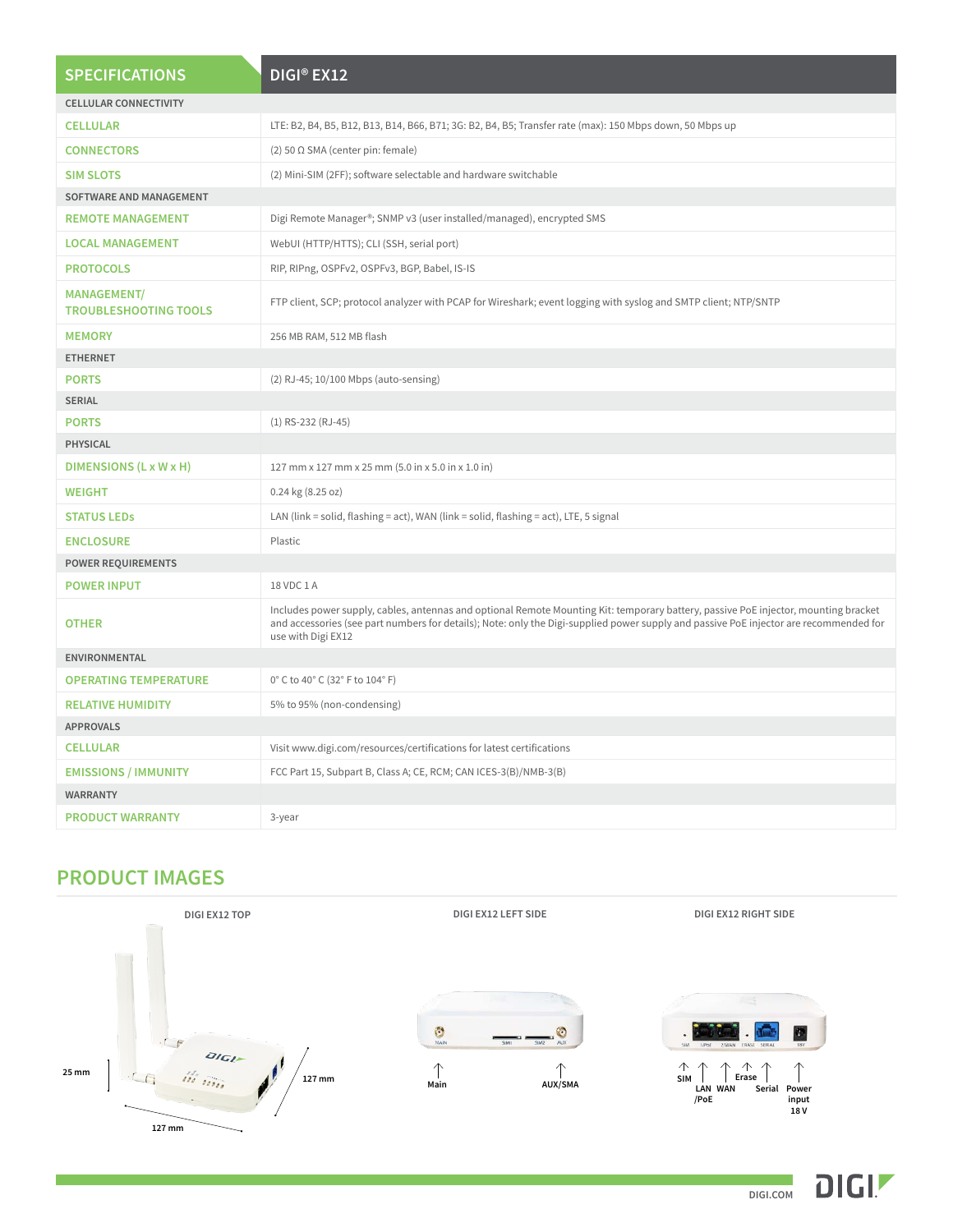| SPECIFICATIONS | DIGI® EX12 |
|---|---|
| **CELLULAR CONNECTIVITY** | |
| CELLULAR | LTE: B2, B4, B5, B12, B13, B14, B66, B71; 3G: B2, B4, B5; Transfer rate (max): 150 Mbps down, 50 Mbps up |
| CONNECTORS | (2) 50 Ω SMA (center pin: female) |
| SIM SLOTS | (2) Mini-SIM (2FF); software selectable and hardware switchable |
| **SOFTWARE AND MANAGEMENT** | |
| REMOTE MANAGEMENT | Digi Remote Manager®; SNMP v3 (user installed/managed), encrypted SMS |
| LOCAL MANAGEMENT | WebUI (HTTP/HTTS); CLI (SSH, serial port) |
| PROTOCOLS | RIP, RIPng, OSPFv2, OSPFv3, BGP, Babel, IS-IS |
| MANAGEMENT/ TROUBLESHOOTING TOOLS | FTP client, SCP; protocol analyzer with PCAP for Wireshark; event logging with syslog and SMTP client; NTP/SNTP |
| MEMORY | 256 MB RAM, 512 MB flash |
| **ETHERNET** | |
| PORTS | (2) RJ-45; 10/100 Mbps (auto-sensing) |
| **SERIAL** | |
| PORTS | (1) RS-232 (RJ-45) |
| **PHYSICAL** | |
| DIMENSIONS (L x W x H) | 127 mm x 127 mm x 25 mm (5.0 in x 5.0 in x 1.0 in) |
| WEIGHT | 0.24 kg (8.25 oz) |
| STATUS LEDs | LAN (link = solid, flashing = act), WAN (link = solid, flashing = act), LTE, 5 signal |
| ENCLOSURE | Plastic |
| **POWER REQUIREMENTS** | |
| POWER INPUT | 18 VDC 1 A |
| OTHER | Includes power supply, cables, antennas and optional Remote Mounting Kit: temporary battery, passive PoE injector, mounting bracket and accessories (see part numbers for details); Note: only the Digi-supplied power supply and passive PoE injector are recommended for use with Digi EX12 |
| **ENVIRONMENTAL** | |
| OPERATING TEMPERATURE | 0° C to 40° C (32° F to 104° F) |
| RELATIVE HUMIDITY | 5% to 95% (non-condensing) |
| **APPROVALS** | |
| CELLULAR | Visit www.digi.com/resources/certifications for latest certifications |
| EMISSIONS / IMMUNITY | FCC Part 15, Subpart B, Class A; CE, RCM; CAN ICES-3(B)/NMB-3(B) |
| **WARRANTY** | |
| PRODUCT WARRANTY | 3-year |

## PRODUCT IMAGES

DIGI EX12 TOP

25 mm

127 mm

127 mm

DIGI EX12 LEFT SIDE

Main

AUX/SMA

DIGI EX12 RIGHT SIDE

SIM

LAN /PoE

WAN

Erase

Serial

Power input 18 V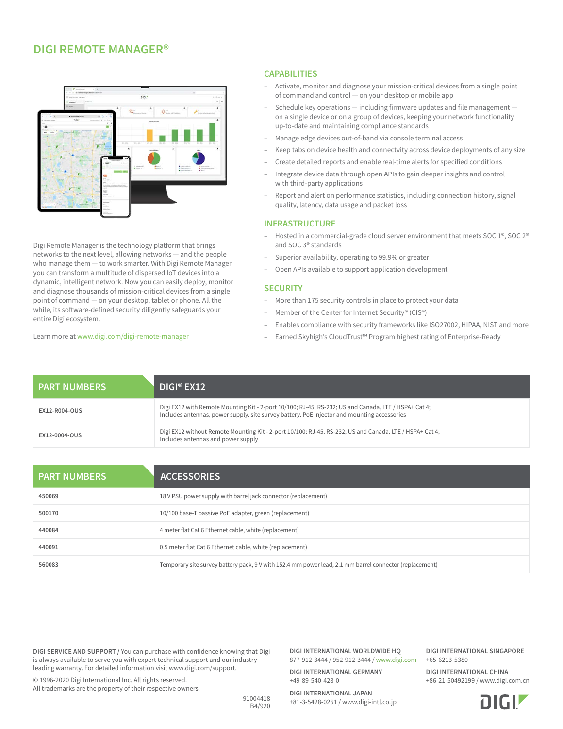## DIGI REMOTE MANAGER®

Digi Remote Manager is the technology platform that brings networks to the next level, allowing networks — and the people who manage them — to work smarter. With Digi Remote Manager you can transform a multitude of dispersed IoT devices into a dynamic, intelligent network. Now you can easily deploy, monitor and diagnose thousands of mission-critical devices from a single point of command — on your desktop, tablet or phone. All the while, its software-defined security diligently safeguards your entire Digi ecosystem.

Learn more at www.digi.com/digi-remote-manager

### CAPABILITIES

- Activate, monitor and diagnose your mission-critical devices from a single point of command and control — on your desktop or mobile app
- Schedule key operations — including firmware updates and file management — on a single device or on a group of devices, keeping your network functionality up-to-date and maintaining compliance standards
- Manage edge devices out-of-band via console terminal access
- Keep tabs on device health and connectvity across device deployments of any size
- Create detailed reports and enable real-time alerts for specified conditions
- Integrate device data through open APIs to gain deeper insights and control with third-party applications
- Report and alert on performance statistics, including connection history, signal quality, latency, data usage and packet loss

### INFRASTRUCTURE

- Hosted in a commercial-grade cloud server environment that meets SOC 1®, SOC 2® and SOC 3® standards
- Superior availability, operating to 99.9% or greater
- Open APIs available to support application development

### SECURITY

- More than 175 security controls in place to protect your data
- Member of the Center for Internet Security® (CIS®)
- Enables compliance with security frameworks like ISO27002, HIPAA, NIST and more
- Earned Skyhigh's CloudTrust™ Program highest rating of Enterprise-Ready

| PART NUMBERS | DIGI® EX12 |
|---|---|
| EX12-R004-OUS | Digi EX12 with Remote Mounting Kit - 2-port 10/100; RJ-45, RS-232; US and Canada, LTE / HSPA+ Cat 4; Includes antennas, power supply, site survey battery, PoE injector and mounting accessories |
| EX12-0004-OUS | Digi EX12 without Remote Mounting Kit - 2-port 10/100; RJ-45, RS-232; US and Canada, LTE / HSPA+ Cat 4; Includes antennas and power supply |

| PART NUMBERS | ACCESSORIES |
|---|---|
| 450069 | 18 V PSU power supply with barrel jack connector (replacement) |
| 500170 | 10/100 base-T passive PoE adapter, green (replacement) |
| 440084 | 4 meter flat Cat 6 Ethernet cable, white (replacement) |
| 440091 | 0.5 meter flat Cat 6 Ethernet cable, white (replacement) |
| 560083 | Temporary site survey battery pack, 9 V with 152.4 mm power lead, 2.1 mm barrel connector (replacement) |

**DIGI SERVICE AND SUPPORT** / You can purchase with confidence knowing that Digi is always available to serve you with expert technical support and our industry leading warranty. For detailed information visit www.digi.com/support.

© 1996-2020 Digi International Inc. All rights reserved.
All trademarks are the property of their respective owners.

91004418
B4/920

**DIGI INTERNATIONAL WORLDWIDE HQ**
877-912-3444 / 952-912-3444 / www.digi.com

**DIGI INTERNATIONAL GERMANY**
+49-89-540-428-0

**DIGI INTERNATIONAL JAPAN**
+81-3-5428-0261 / www.digi-intl.co.jp

**DIGI INTERNATIONAL SINGAPORE**
+65-6213-5380

**DIGI INTERNATIONAL CHINA**
+86-21-50492199 / www.digi.com.cn